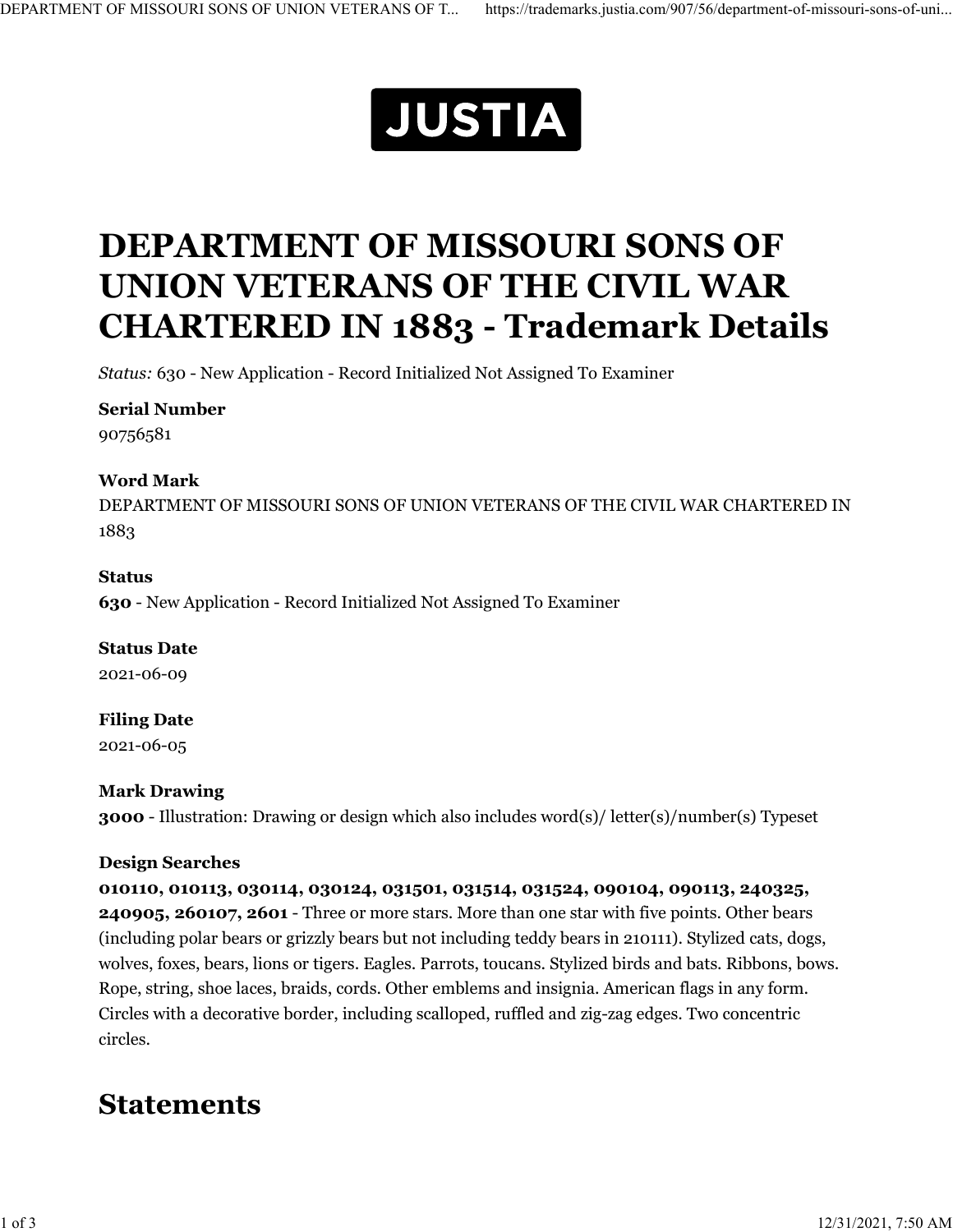JUSTIA

# DEPARTMENT OF MISSOURI SONS OF UNION VETERANS OF THE CIVIL WAR CHARTERED IN 1883 - Trademark Details

*Status:* 630 - New Application - Record Initialized Not Assigned To Examiner

**Serial Number**
90756581

**Word Mark**
DEPARTMENT OF MISSOURI SONS OF UNION VETERANS OF THE CIVIL WAR CHARTERED IN 1883

**Status**
**630** - New Application - Record Initialized Not Assigned To Examiner

**Status Date**
2021-06-09

**Filing Date**
2021-06-05

**Mark Drawing**
**3000** - Illustration: Drawing or design which also includes word(s)/ letter(s)/number(s) Typeset

**Design Searches**
**010110, 010113, 030114, 030124, 031501, 031514, 031524, 090104, 090113, 240325, 240905, 260107, 2601** - Three or more stars. More than one star with five points. Other bears (including polar bears or grizzly bears but not including teddy bears in 210111). Stylized cats, dogs, wolves, foxes, bears, lions or tigers. Eagles. Parrots, toucans. Stylized birds and bats. Ribbons, bows. Rope, string, shoe laces, braids, cords. Other emblems and insignia. American flags in any form. Circles with a decorative border, including scalloped, ruffled and zig-zag edges. Two concentric circles.

## Statements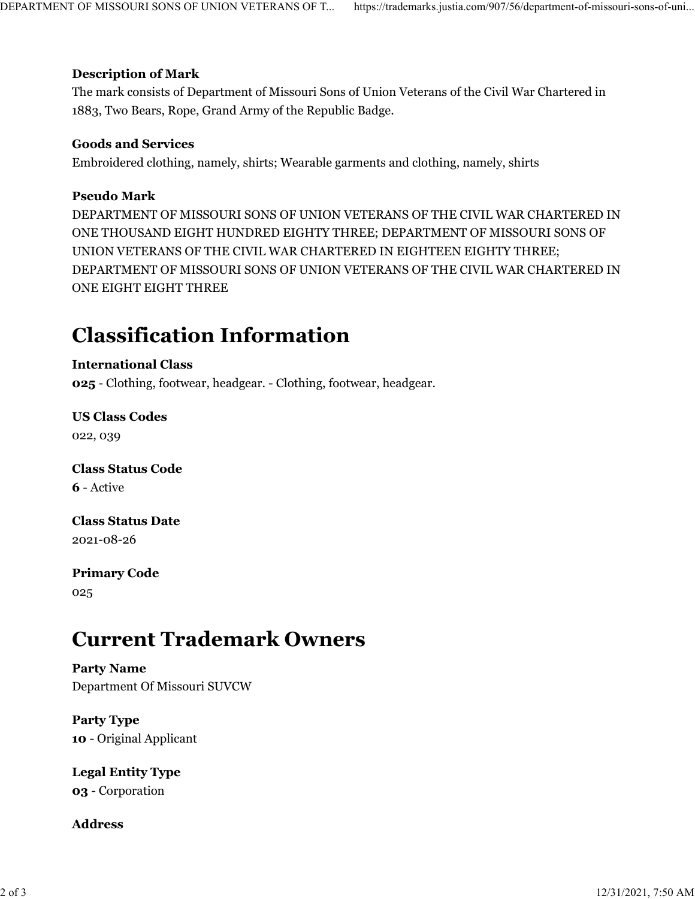**Description of Mark**
The mark consists of Department of Missouri Sons of Union Veterans of the Civil War Chartered in 1883, Two Bears, Rope, Grand Army of the Republic Badge.

**Goods and Services**
Embroidered clothing, namely, shirts; Wearable garments and clothing, namely, shirts

**Pseudo Mark**
DEPARTMENT OF MISSOURI SONS OF UNION VETERANS OF THE CIVIL WAR CHARTERED IN ONE THOUSAND EIGHT HUNDRED EIGHTY THREE; DEPARTMENT OF MISSOURI SONS OF UNION VETERANS OF THE CIVIL WAR CHARTERED IN EIGHTEEN EIGHTY THREE; DEPARTMENT OF MISSOURI SONS OF UNION VETERANS OF THE CIVIL WAR CHARTERED IN ONE EIGHT EIGHT THREE

# Classification Information

**International Class**
**025** - Clothing, footwear, headgear. - Clothing, footwear, headgear.

**US Class Codes**
022, 039

**Class Status Code**
**6** - Active

**Class Status Date**
2021-08-26

**Primary Code**
025

# Current Trademark Owners

**Party Name**
Department Of Missouri SUVCW

**Party Type**
**10** - Original Applicant

**Legal Entity Type**
**03** - Corporation

**Address**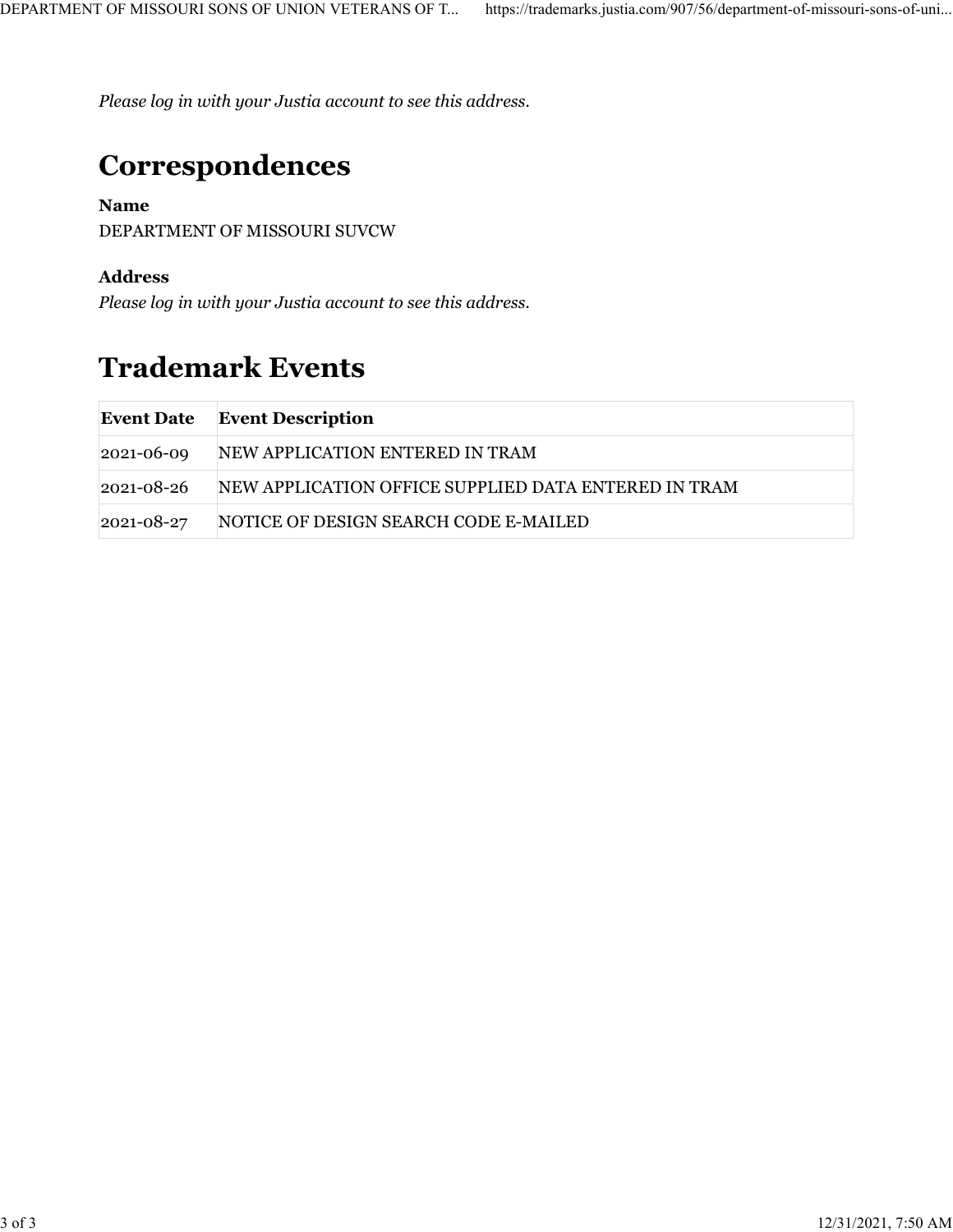*Please log in with your Justia account to see this address.*

## Correspondences

**Name**

DEPARTMENT OF MISSOURI SUVCW

**Address**

*Please log in with your Justia account to see this address.*

## Trademark Events

| Event Date | Event Description |
|---|---|
| 2021-06-09 | NEW APPLICATION ENTERED IN TRAM |
| 2021-08-26 | NEW APPLICATION OFFICE SUPPLIED DATA ENTERED IN TRAM |
| 2021-08-27 | NOTICE OF DESIGN SEARCH CODE E-MAILED |